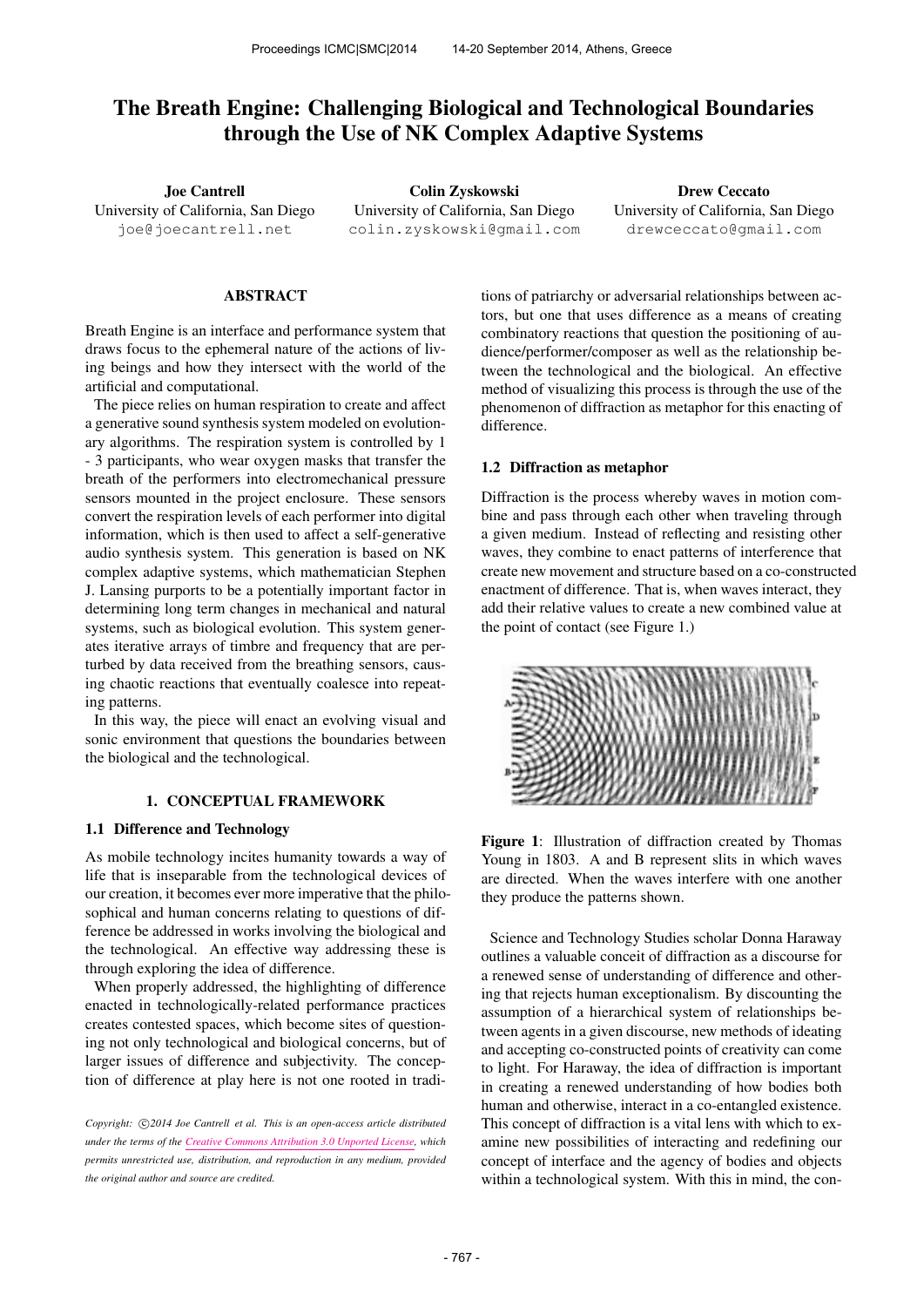# The Breath Engine: Challenging Biological and Technological Boundaries through the Use of NK Complex Adaptive Systems

**Joe Cantrell**
University of California, San Diego
joe@joecantrell.net

**Colin Zyskowski**
University of California, San Diego
colin.zyskowski@gmail.com

**Drew Ceccato**
University of California, San Diego
drewceccato@gmail.com

## ABSTRACT

Breath Engine is an interface and performance system that draws focus to the ephemeral nature of the actions of living beings and how they intersect with the world of the artificial and computational.

The piece relies on human respiration to create and affect a generative sound synthesis system modeled on evolutionary algorithms. The respiration system is controlled by 1 - 3 participants, who wear oxygen masks that transfer the breath of the performers into electromechanical pressure sensors mounted in the project enclosure. These sensors convert the respiration levels of each performer into digital information, which is then used to affect a self-generative audio synthesis system. This generation is based on NK complex adaptive systems, which mathematician Stephen J. Lansing purports to be a potentially important factor in determining long term changes in mechanical and natural systems, such as biological evolution. This system generates iterative arrays of timbre and frequency that are perturbed by data received from the breathing sensors, causing chaotic reactions that eventually coalesce into repeating patterns.

In this way, the piece will enact an evolving visual and sonic environment that questions the boundaries between the biological and the technological.

## 1. CONCEPTUAL FRAMEWORK

### 1.1 Difference and Technology

As mobile technology incites humanity towards a way of life that is inseparable from the technological devices of our creation, it becomes ever more imperative that the philosophical and human concerns relating to questions of difference be addressed in works involving the biological and the technological. An effective way addressing these is through exploring the idea of difference.

When properly addressed, the highlighting of difference enacted in technologically-related performance practices creates contested spaces, which become sites of questioning not only technological and biological concerns, but of larger issues of difference and subjectivity. The conception of difference at play here is not one rooted in traditions of patriarchy or adversarial relationships between actors, but one that uses difference as a means of creating combinatory reactions that question the positioning of audience/performer/composer as well as the relationship between the technological and the biological. An effective method of visualizing this process is through the use of the phenomenon of diffraction as metaphor for this enacting of difference.

### 1.2 Diffraction as metaphor

Diffraction is the process whereby waves in motion combine and pass through each other when traveling through a given medium. Instead of reflecting and resisting other waves, they combine to enact patterns of interference that create new movement and structure based on a co-constructed enactment of difference. That is, when waves interact, they add their relative values to create a new combined value at the point of contact (see Figure 1.)

**Figure 1**: Illustration of diffraction created by Thomas Young in 1803. A and B represent slits in which waves are directed. When the waves interfere with one another they produce the patterns shown.

Science and Technology Studies scholar Donna Haraway outlines a valuable conceit of diffraction as a discourse for a renewed sense of understanding of difference and othering that rejects human exceptionalism. By discounting the assumption of a hierarchical system of relationships between agents in a given discourse, new methods of ideating and accepting co-constructed points of creativity can come to light. For Haraway, the idea of diffraction is important in creating a renewed understanding of how bodies both human and otherwise, interact in a co-entangled existence. This concept of diffraction is a vital lens with which to examine new possibilities of interacting and redefining our concept of interface and the agency of bodies and objects within a technological system. With this in mind, the con-

*Copyright: ©2014 Joe Cantrell et al. This is an open-access article distributed under the terms of the Creative Commons Attribution 3.0 Unported License, which permits unrestricted use, distribution, and reproduction in any medium, provided the original author and source are credited.*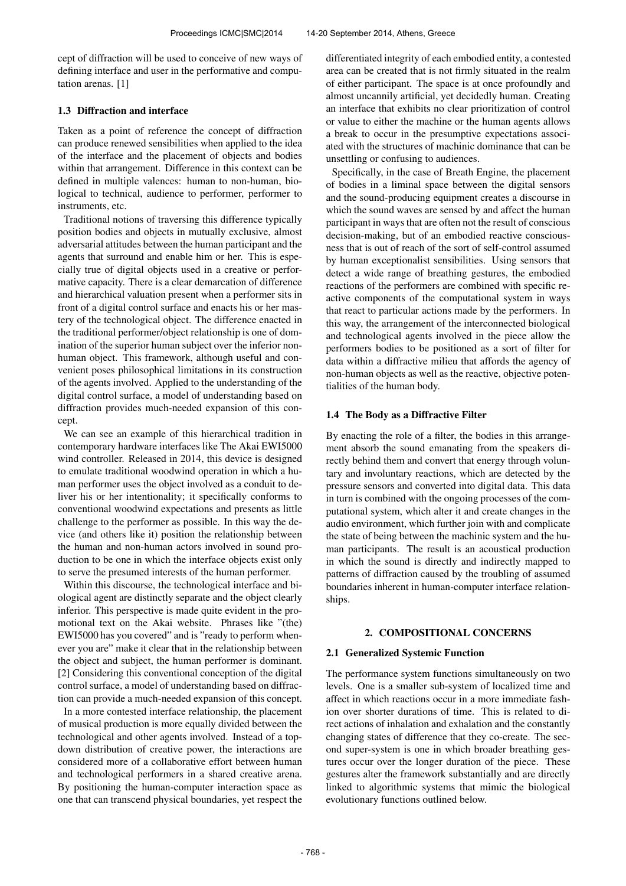cept of diffraction will be used to conceive of new ways of defining interface and user in the performative and computation arenas. [1]

### 1.3 Diffraction and interface

Taken as a point of reference the concept of diffraction can produce renewed sensibilities when applied to the idea of the interface and the placement of objects and bodies within that arrangement. Difference in this context can be defined in multiple valences: human to non-human, biological to technical, audience to performer, performer to instruments, etc.

Traditional notions of traversing this difference typically position bodies and objects in mutually exclusive, almost adversarial attitudes between the human participant and the agents that surround and enable him or her. This is especially true of digital objects used in a creative or performative capacity. There is a clear demarcation of difference and hierarchical valuation present when a performer sits in front of a digital control surface and enacts his or her mastery of the technological object. The difference enacted in the traditional performer/object relationship is one of domination of the superior human subject over the inferior non-human object. This framework, although useful and convenient poses philosophical limitations in its construction of the agents involved. Applied to the understanding of the digital control surface, a model of understanding based on diffraction provides much-needed expansion of this concept.

We can see an example of this hierarchical tradition in contemporary hardware interfaces like The Akai EWI5000 wind controller. Released in 2014, this device is designed to emulate traditional woodwind operation in which a human performer uses the object involved as a conduit to deliver his or her intentionality; it specifically conforms to conventional woodwind expectations and presents as little challenge to the performer as possible. In this way the device (and others like it) position the relationship between the human and non-human actors involved in sound production to be one in which the interface objects exist only to serve the presumed interests of the human performer.

Within this discourse, the technological interface and biological agent are distinctly separate and the object clearly inferior. This perspective is made quite evident in the promotional text on the Akai website. Phrases like "(the) EWI5000 has you covered" and is "ready to perform whenever you are" make it clear that in the relationship between the object and subject, the human performer is dominant. [2] Considering this conventional conception of the digital control surface, a model of understanding based on diffraction can provide a much-needed expansion of this concept.

In a more contested interface relationship, the placement of musical production is more equally divided between the technological and other agents involved. Instead of a top-down distribution of creative power, the interactions are considered more of a collaborative effort between human and technological performers in a shared creative arena. By positioning the human-computer interaction space as one that can transcend physical boundaries, yet respect the differentiated integrity of each embodied entity, a contested area can be created that is not firmly situated in the realm of either participant. The space is at once profoundly and almost uncannily artificial, yet decidedly human. Creating an interface that exhibits no clear prioritization of control or value to either the machine or the human agents allows a break to occur in the presumptive expectations associated with the structures of machinic dominance that can be unsettling or confusing to audiences.

Specifically, in the case of Breath Engine, the placement of bodies in a liminal space between the digital sensors and the sound-producing equipment creates a discourse in which the sound waves are sensed by and affect the human participant in ways that are often not the result of conscious decision-making, but of an embodied reactive consciousness that is out of reach of the sort of self-control assumed by human exceptionalist sensibilities. Using sensors that detect a wide range of breathing gestures, the embodied reactions of the performers are combined with specific reactive components of the computational system in ways that react to particular actions made by the performers. In this way, the arrangement of the interconnected biological and technological agents involved in the piece allow the performers bodies to be positioned as a sort of filter for data within a diffractive milieu that affords the agency of non-human objects as well as the reactive, objective potentialities of the human body.

### 1.4 The Body as a Diffractive Filter

By enacting the role of a filter, the bodies in this arrangement absorb the sound emanating from the speakers directly behind them and convert that energy through voluntary and involuntary reactions, which are detected by the pressure sensors and converted into digital data. This data in turn is combined with the ongoing processes of the computational system, which alter it and create changes in the audio environment, which further join with and complicate the state of being between the machinic system and the human participants. The result is an acoustical production in which the sound is directly and indirectly mapped to patterns of diffraction caused by the troubling of assumed boundaries inherent in human-computer interface relationships.

## 2. COMPOSITIONAL CONCERNS

### 2.1 Generalized Systemic Function

The performance system functions simultaneously on two levels. One is a smaller sub-system of localized time and affect in which reactions occur in a more immediate fashion over shorter durations of time. This is related to direct actions of inhalation and exhalation and the constantly changing states of difference that they co-create. The second super-system is one in which broader breathing gestures occur over the longer duration of the piece. These gestures alter the framework substantially and are directly linked to algorithmic systems that mimic the biological evolutionary functions outlined below.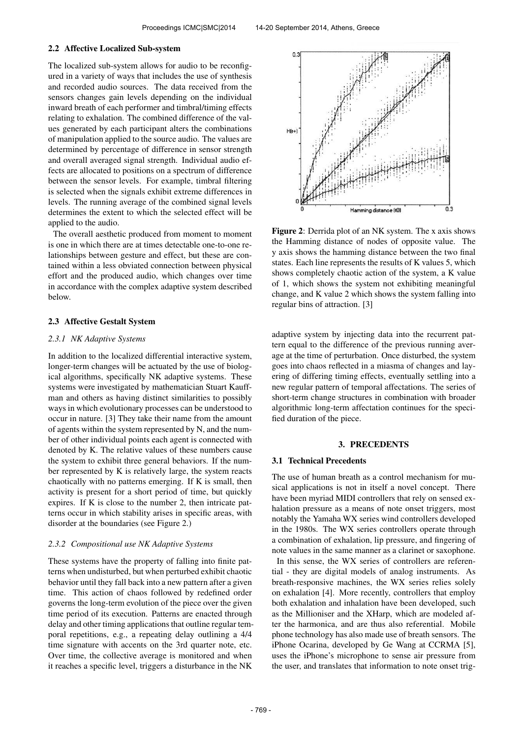### 2.2 Affective Localized Sub-system

The localized sub-system allows for audio to be reconfigured in a variety of ways that includes the use of synthesis and recorded audio sources. The data received from the sensors changes gain levels depending on the individual inward breath of each performer and timbral/timing effects relating to exhalation. The combined difference of the values generated by each participant alters the combinations of manipulation applied to the source audio. The values are determined by percentage of difference in sensor strength and overall averaged signal strength. Individual audio effects are allocated to positions on a spectrum of difference between the sensor levels. For example, timbral filtering is selected when the signals exhibit extreme differences in levels. The running average of the combined signal levels determines the extent to which the selected effect will be applied to the audio.

The overall aesthetic produced from moment to moment is one in which there are at times detectable one-to-one relationships between gesture and effect, but these are contained within a less obviated connection between physical effort and the produced audio, which changes over time in accordance with the complex adaptive system described below.

### 2.3 Affective Gestalt System

#### 2.3.1 NK Adaptive Systems

In addition to the localized differential interactive system, longer-term changes will be actuated by the use of biological algorithms, specifically NK adaptive systems. These systems were investigated by mathematician Stuart Kauffman and others as having distinct similarities to possibly ways in which evolutionary processes can be understood to occur in nature. [3] They take their name from the amount of agents within the system represented by N, and the number of other individual points each agent is connected with denoted by K. The relative values of these numbers cause the system to exhibit three general behaviors. If the number represented by K is relatively large, the system reacts chaotically with no patterns emerging. If K is small, then activity is present for a short period of time, but quickly expires. If K is close to the number 2, then intricate patterns occur in which stability arises in specific areas, with disorder at the boundaries (see Figure 2.)

#### 2.3.2 Compositional use NK Adaptive Systems

These systems have the property of falling into finite patterns when undisturbed, but when perturbed exhibit chaotic behavior until they fall back into a new pattern after a given time. This action of chaos followed by redefined order governs the long-term evolution of the piece over the given time period of its execution. Patterns are enacted through delay and other timing applications that outline regular temporal repetitions, e.g., a repeating delay outlining a 4/4 time signature with accents on the 3rd quarter note, etc. Over time, the collective average is monitored and when it reaches a specific level, triggers a disturbance in the NK adaptive system by injecting data into the recurrent pattern equal to the difference of the previous running average at the time of perturbation. Once disturbed, the system goes into chaos reflected in a miasma of changes and layering of differing timing effects, eventually settling into a new regular pattern of temporal affectations. The series of short-term change structures in combination with broader algorithmic long-term affectation continues for the specified duration of the piece.

**Figure 2**: Derrida plot of an NK system. The x axis shows the Hamming distance of nodes of opposite value. The y axis shows the hamming distance between the two final states. Each line represents the results of K values 5, which shows completely chaotic action of the system, a K value of 1, which shows the system not exhibiting meaningful change, and K value 2 which shows the system falling into regular bins of attraction. [3]

## 3. PRECEDENTS

### 3.1 Technical Precedents

The use of human breath as a control mechanism for musical applications is not in itself a novel concept. There have been myriad MIDI controllers that rely on sensed exhalation pressure as a means of note onset triggers, most notably the Yamaha WX series wind controllers developed in the 1980s. The WX series controllers operate through a combination of exhalation, lip pressure, and fingering of note values in the same manner as a clarinet or saxophone.

In this sense, the WX series of controllers are referential - they are digital models of analog instruments. As breath-responsive machines, the WX series relies solely on exhalation [4]. More recently, controllers that employ both exhalation and inhalation have been developed, such as the Millioniser and the XHarp, which are modeled after the harmonica, and are thus also referential. Mobile phone technology has also made use of breath sensors. The iPhone Ocarina, developed by Ge Wang at CCRMA [5], uses the iPhone's microphone to sense air pressure from the user, and translates that information to note onset trig-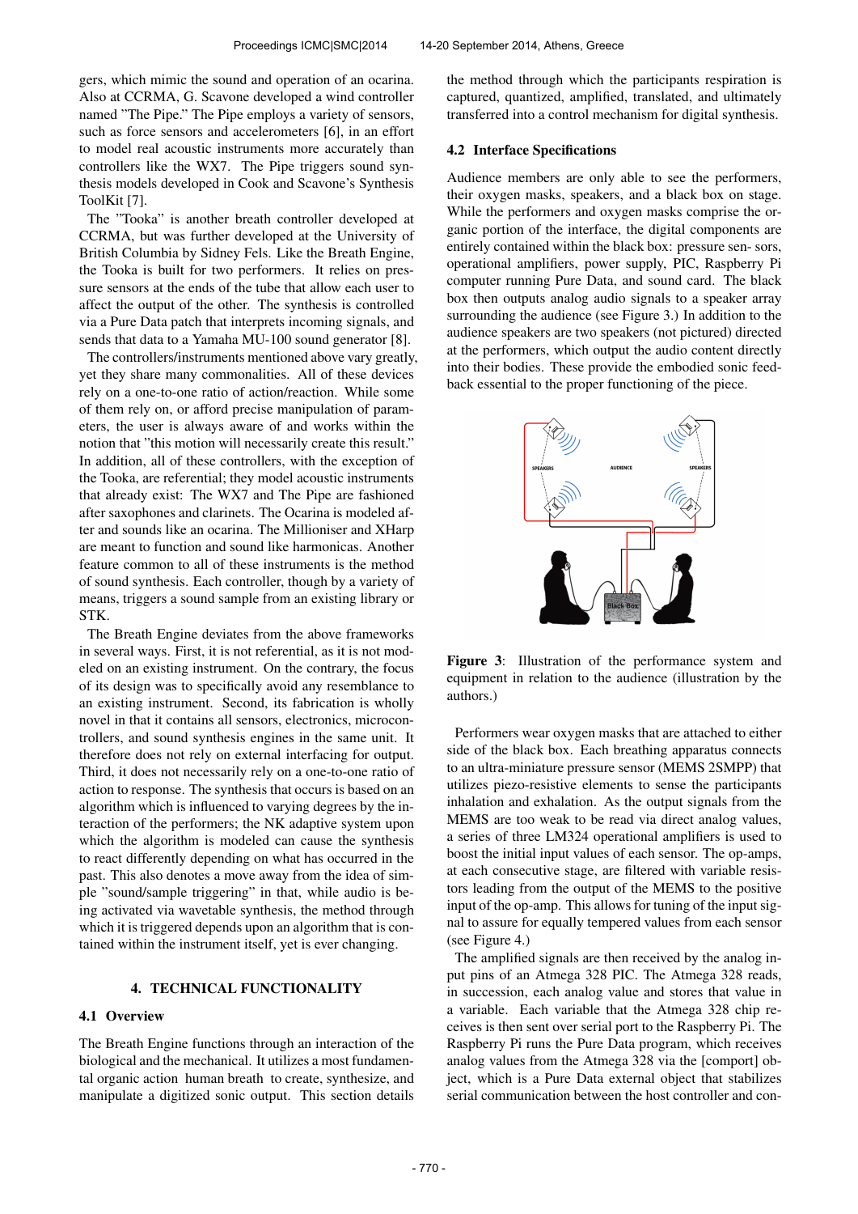gers, which mimic the sound and operation of an ocarina. Also at CCRMA, G. Scavone developed a wind controller named "The Pipe." The Pipe employs a variety of sensors, such as force sensors and accelerometers [6], in an effort to model real acoustic instruments more accurately than controllers like the WX7. The Pipe triggers sound synthesis models developed in Cook and Scavone's Synthesis ToolKit [7].

The "Tooka" is another breath controller developed at CCRMA, but was further developed at the University of British Columbia by Sidney Fels. Like the Breath Engine, the Tooka is built for two performers. It relies on pressure sensors at the ends of the tube that allow each user to affect the output of the other. The synthesis is controlled via a Pure Data patch that interprets incoming signals, and sends that data to a Yamaha MU-100 sound generator [8].

The controllers/instruments mentioned above vary greatly, yet they share many commonalities. All of these devices rely on a one-to-one ratio of action/reaction. While some of them rely on, or afford precise manipulation of parameters, the user is always aware of and works within the notion that "this motion will necessarily create this result." In addition, all of these controllers, with the exception of the Tooka, are referential; they model acoustic instruments that already exist: The WX7 and The Pipe are fashioned after saxophones and clarinets. The Ocarina is modeled after and sounds like an ocarina. The Millioniser and XHarp are meant to function and sound like harmonicas. Another feature common to all of these instruments is the method of sound synthesis. Each controller, though by a variety of means, triggers a sound sample from an existing library or STK.

The Breath Engine deviates from the above frameworks in several ways. First, it is not referential, as it is not modeled on an existing instrument. On the contrary, the focus of its design was to specifically avoid any resemblance to an existing instrument. Second, its fabrication is wholly novel in that it contains all sensors, electronics, microcontrollers, and sound synthesis engines in the same unit. It therefore does not rely on external interfacing for output. Third, it does not necessarily rely on a one-to-one ratio of action to response. The synthesis that occurs is based on an algorithm which is influenced to varying degrees by the interaction of the performers; the NK adaptive system upon which the algorithm is modeled can cause the synthesis to react differently depending on what has occurred in the past. This also denotes a move away from the idea of simple "sound/sample triggering" in that, while audio is being activated via wavetable synthesis, the method through which it is triggered depends upon an algorithm that is contained within the instrument itself, yet is ever changing.

## 4. TECHNICAL FUNCTIONALITY

### 4.1 Overview

The Breath Engine functions through an interaction of the biological and the mechanical. It utilizes a most fundamental organic action human breath to create, synthesize, and manipulate a digitized sonic output. This section details the method through which the participants respiration is captured, quantized, amplified, translated, and ultimately transferred into a control mechanism for digital synthesis.

### 4.2 Interface Specifications

Audience members are only able to see the performers, their oxygen masks, speakers, and a black box on stage. While the performers and oxygen masks comprise the organic portion of the interface, the digital components are entirely contained within the black box: pressure sen- sors, operational amplifiers, power supply, PIC, Raspberry Pi computer running Pure Data, and sound card. The black box then outputs analog audio signals to a speaker array surrounding the audience (see Figure 3.) In addition to the audience speakers are two speakers (not pictured) directed at the performers, which output the audio content directly into their bodies. These provide the embodied sonic feedback essential to the proper functioning of the piece.

**Figure 3**: Illustration of the performance system and equipment in relation to the audience (illustration by the authors.)

Performers wear oxygen masks that are attached to either side of the black box. Each breathing apparatus connects to an ultra-miniature pressure sensor (MEMS 2SMPP) that utilizes piezo-resistive elements to sense the participants inhalation and exhalation. As the output signals from the MEMS are too weak to be read via direct analog values, a series of three LM324 operational amplifiers is used to boost the initial input values of each sensor. The op-amps, at each consecutive stage, are filtered with variable resistors leading from the output of the MEMS to the positive input of the op-amp. This allows for tuning of the input signal to assure for equally tempered values from each sensor (see Figure 4.)

The amplified signals are then received by the analog input pins of an Atmega 328 PIC. The Atmega 328 reads, in succession, each analog value and stores that value in a variable. Each variable that the Atmega 328 chip receives is then sent over serial port to the Raspberry Pi. The Raspberry Pi runs the Pure Data program, which receives analog values from the Atmega 328 via the [comport] object, which is a Pure Data external object that stabilizes serial communication between the host controller and con-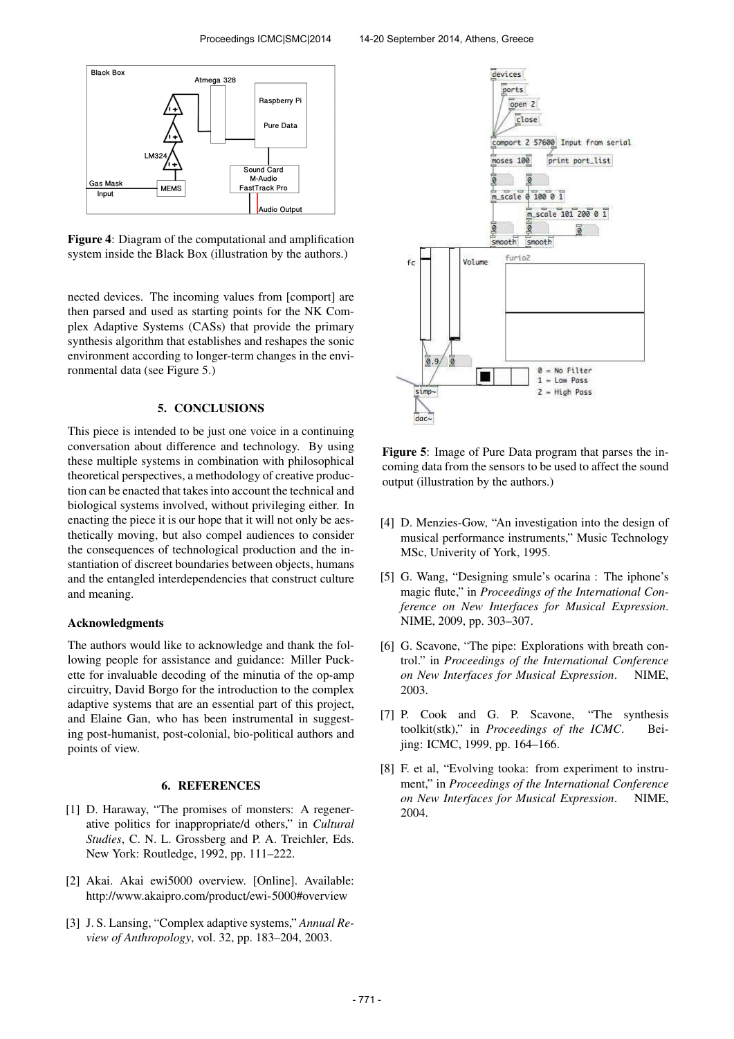Black Box

Atmega 328

Raspberry Pi

Pure Data

LM324

Gas Mask

Input

MEMS

Sound Card
M-Audio
FastTrack Pro

Audio Output

**Figure 4**: Diagram of the computational and amplification system inside the Black Box (illustration by the authors.)

nected devices. The incoming values from [comport] are then parsed and used as starting points for the NK Complex Adaptive Systems (CASs) that provide the primary synthesis algorithm that establishes and reshapes the sonic environment according to longer-term changes in the environmental data (see Figure 5.)

devices

ports

open 2

close

comport 2 57600 Input from serial

moses 100

print port_list

m_scale 0 100 0 1

m_scale 101 200 0 1

smooth

smooth

fc

Volume

furio2

0.9

0 = No Filter
1 = Low Pass
2 = High Pass

simp~

dac~

**Figure 5**: Image of Pure Data program that parses the incoming data from the sensors to be used to affect the sound output (illustration by the authors.)

## 5. CONCLUSIONS

This piece is intended to be just one voice in a continuing conversation about difference and technology. By using these multiple systems in combination with philosophical theoretical perspectives, a methodology of creative production can be enacted that takes into account the technical and biological systems involved, without privileging either. In enacting the piece it is our hope that it will not only be aesthetically moving, but also compel audiences to consider the consequences of technological production and the instantiation of discreet boundaries between objects, humans and the entangled interdependencies that construct culture and meaning.

### Acknowledgments

The authors would like to acknowledge and thank the following people for assistance and guidance: Miller Puckette for invaluable decoding of the minutia of the op-amp circuitry, David Borgo for the introduction to the complex adaptive systems that are an essential part of this project, and Elaine Gan, who has been instrumental in suggesting post-humanist, post-colonial, bio-political authors and points of view.

## 6. REFERENCES

[1] D. Haraway, "The promises of monsters: A regenerative politics for inappropriate/d others," in *Cultural Studies*, C. N. L. Grossberg and P. A. Treichler, Eds. New York: Routledge, 1992, pp. 111–222.

[2] Akai. Akai ewi5000 overview. [Online]. Available: http://www.akaipro.com/product/ewi-5000#overview

[3] J. S. Lansing, "Complex adaptive systems," *Annual Review of Anthropology*, vol. 32, pp. 183–204, 2003.

[4] D. Menzies-Gow, "An investigation into the design of musical performance instruments," Music Technology MSc, Univerity of York, 1995.

[5] G. Wang, "Designing smule's ocarina : The iphone's magic flute," in *Proceedings of the International Conference on New Interfaces for Musical Expression*. NIME, 2009, pp. 303–307.

[6] G. Scavone, "The pipe: Explorations with breath control." in *Proceedings of the International Conference on New Interfaces for Musical Expression*. NIME, 2003.

[7] P. Cook and G. P. Scavone, "The synthesis toolkit(stk)," in *Proceedings of the ICMC*. Beijing: ICMC, 1999, pp. 164–166.

[8] F. et al, "Evolving tooka: from experiment to instrument," in *Proceedings of the International Conference on New Interfaces for Musical Expression*. NIME, 2004.